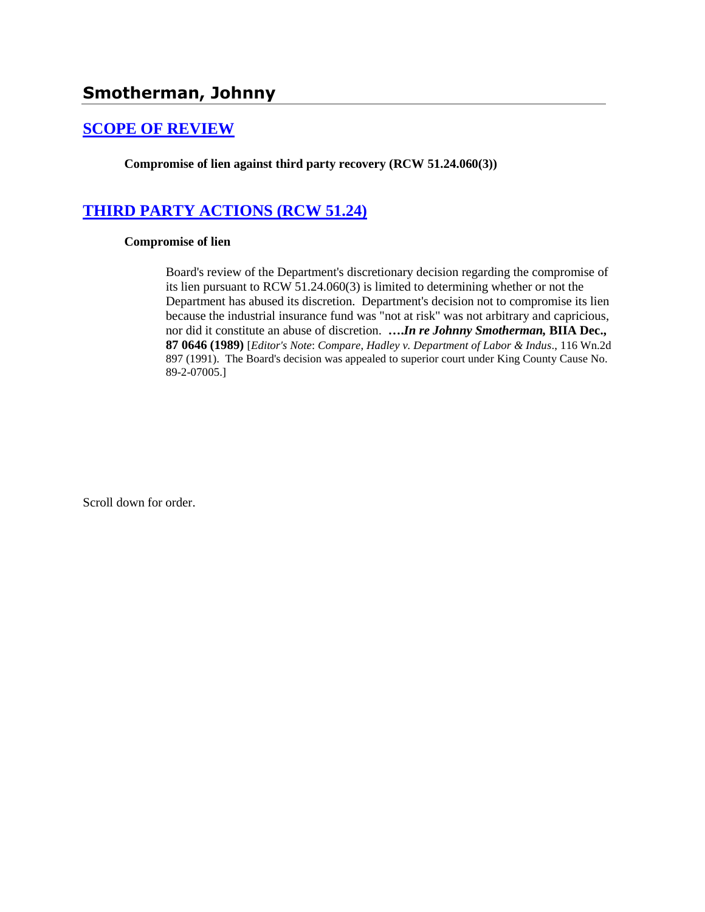# Smotherman, Johnny

## SCOPE OF REVIEW

**Compromise of lien against third party recovery (RCW 51.24.060(3))**

## THIRD PARTY ACTIONS (RCW 51.24)

**Compromise of lien**

Board's review of the Department's discretionary decision regarding the compromise of its lien pursuant to RCW 51.24.060(3) is limited to determining whether or not the Department has abused its discretion. Department's decision not to compromise its lien because the industrial insurance fund was "not at risk" was not arbitrary and capricious, nor did it constitute an abuse of discretion. **….*In re Johnny Smotherman,* BIIA Dec., 87 0646 (1989)** [*Editor's Note*: *Compare*, *Hadley v. Department of Labor & Indus*., 116 Wn.2d 897 (1991). The Board's decision was appealed to superior court under King County Cause No. 89-2-07005.]

Scroll down for order.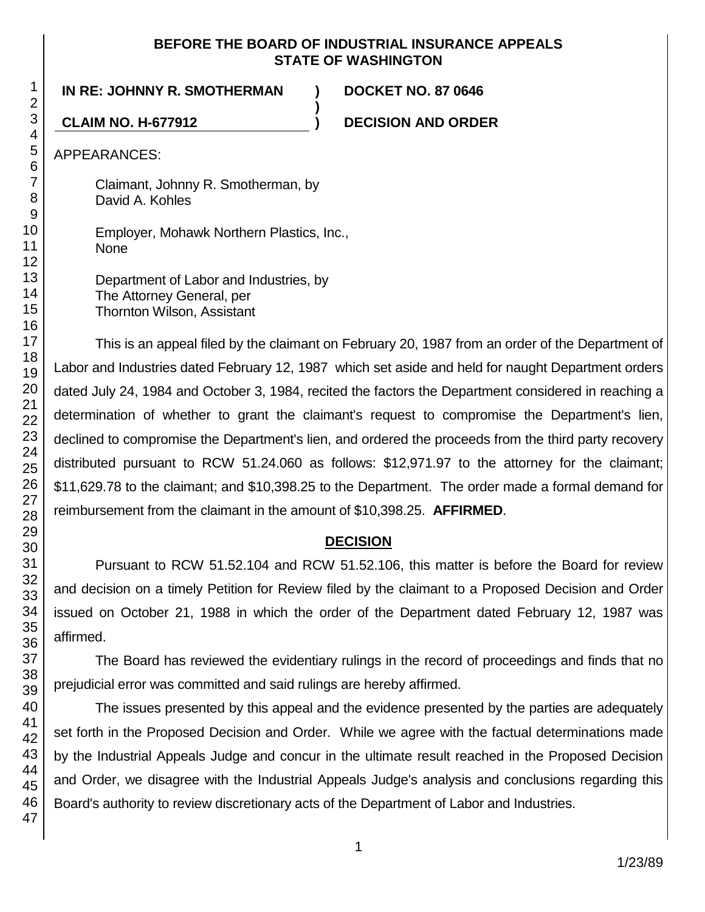**BEFORE THE BOARD OF INDUSTRIAL INSURANCE APPEALS**
**STATE OF WASHINGTON**

| | | |
|---|---|---|
| **IN RE: JOHNNY R. SMOTHERMAN** | **)** | **DOCKET NO. 87 0646** |
| | **)** | |
| **CLAIM NO. H-677912** | **)** | **DECISION AND ORDER** |

APPEARANCES:

Claimant, Johnny R. Smotherman, by
David A. Kohles

Employer, Mohawk Northern Plastics, Inc.,
None

Department of Labor and Industries, by
The Attorney General, per
Thornton Wilson, Assistant

This is an appeal filed by the claimant on February 20, 1987 from an order of the Department of Labor and Industries dated February 12, 1987 which set aside and held for naught Department orders dated July 24, 1984 and October 3, 1984, recited the factors the Department considered in reaching a determination of whether to grant the claimant's request to compromise the Department's lien, declined to compromise the Department's lien, and ordered the proceeds from the third party recovery distributed pursuant to RCW 51.24.060 as follows: $12,971.97 to the attorney for the claimant; $11,629.78 to the claimant; and $10,398.25 to the Department. The order made a formal demand for reimbursement from the claimant in the amount of $10,398.25. **AFFIRMED**.

## DECISION

Pursuant to RCW 51.52.104 and RCW 51.52.106, this matter is before the Board for review and decision on a timely Petition for Review filed by the claimant to a Proposed Decision and Order issued on October 21, 1988 in which the order of the Department dated February 12, 1987 was affirmed.

The Board has reviewed the evidentiary rulings in the record of proceedings and finds that no prejudicial error was committed and said rulings are hereby affirmed.

The issues presented by this appeal and the evidence presented by the parties are adequately set forth in the Proposed Decision and Order. While we agree with the factual determinations made by the Industrial Appeals Judge and concur in the ultimate result reached in the Proposed Decision and Order, we disagree with the Industrial Appeals Judge's analysis and conclusions regarding this Board's authority to review discretionary acts of the Department of Labor and Industries.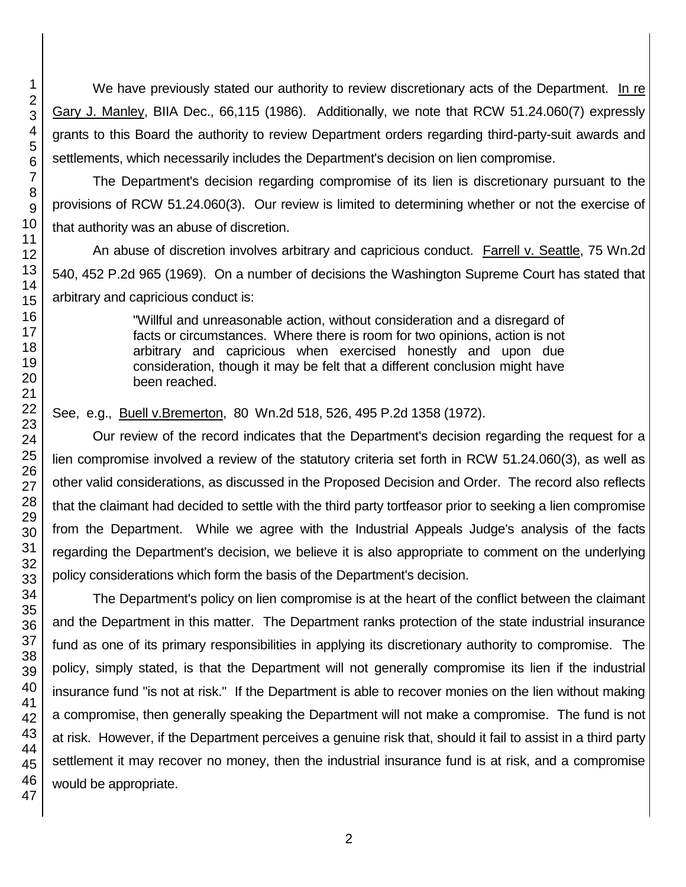We have previously stated our authority to review discretionary acts of the Department. In re Gary J. Manley, BIIA Dec., 66,115 (1986). Additionally, we note that RCW 51.24.060(7) expressly grants to this Board the authority to review Department orders regarding third-party-suit awards and settlements, which necessarily includes the Department's decision on lien compromise.

The Department's decision regarding compromise of its lien is discretionary pursuant to the provisions of RCW 51.24.060(3). Our review is limited to determining whether or not the exercise of that authority was an abuse of discretion.

An abuse of discretion involves arbitrary and capricious conduct. Farrell v. Seattle, 75 Wn.2d 540, 452 P.2d 965 (1969). On a number of decisions the Washington Supreme Court has stated that arbitrary and capricious conduct is:

> "Willful and unreasonable action, without consideration and a disregard of facts or circumstances. Where there is room for two opinions, action is not arbitrary and capricious when exercised honestly and upon due consideration, though it may be felt that a different conclusion might have been reached.

See, e.g., Buell v.Bremerton, 80 Wn.2d 518, 526, 495 P.2d 1358 (1972).

Our review of the record indicates that the Department's decision regarding the request for a lien compromise involved a review of the statutory criteria set forth in RCW 51.24.060(3), as well as other valid considerations, as discussed in the Proposed Decision and Order. The record also reflects that the claimant had decided to settle with the third party tortfeasor prior to seeking a lien compromise from the Department. While we agree with the Industrial Appeals Judge's analysis of the facts regarding the Department's decision, we believe it is also appropriate to comment on the underlying policy considerations which form the basis of the Department's decision.

The Department's policy on lien compromise is at the heart of the conflict between the claimant and the Department in this matter. The Department ranks protection of the state industrial insurance fund as one of its primary responsibilities in applying its discretionary authority to compromise. The policy, simply stated, is that the Department will not generally compromise its lien if the industrial insurance fund "is not at risk." If the Department is able to recover monies on the lien without making a compromise, then generally speaking the Department will not make a compromise. The fund is not at risk. However, if the Department perceives a genuine risk that, should it fail to assist in a third party settlement it may recover no money, then the industrial insurance fund is at risk, and a compromise would be appropriate.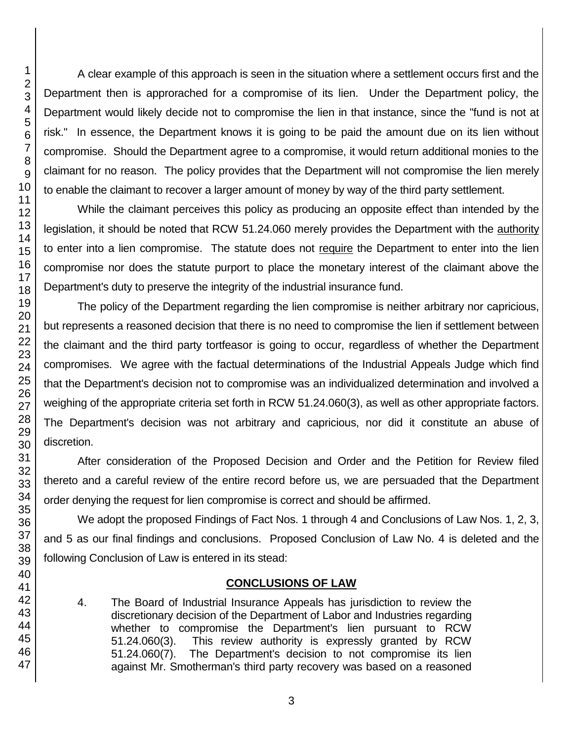A clear example of this approach is seen in the situation where a settlement occurs first and the Department then is approroached for a compromise of its lien. Under the Department policy, the Department would likely decide not to compromise the lien in that instance, since the "fund is not at risk." In essence, the Department knows it is going to be paid the amount due on its lien without compromise. Should the Department agree to a compromise, it would return additional monies to the claimant for no reason. The policy provides that the Department will not compromise the lien merely to enable the claimant to recover a larger amount of money by way of the third party settlement.

While the claimant perceives this policy as producing an opposite effect than intended by the legislation, it should be noted that RCW 51.24.060 merely provides the Department with the authority to enter into a lien compromise. The statute does not require the Department to enter into the lien compromise nor does the statute purport to place the monetary interest of the claimant above the Department's duty to preserve the integrity of the industrial insurance fund.

The policy of the Department regarding the lien compromise is neither arbitrary nor capricious, but represents a reasoned decision that there is no need to compromise the lien if settlement between the claimant and the third party tortfeasor is going to occur, regardless of whether the Department compromises. We agree with the factual determinations of the Industrial Appeals Judge which find that the Department's decision not to compromise was an individualized determination and involved a weighing of the appropriate criteria set forth in RCW 51.24.060(3), as well as other appropriate factors. The Department's decision was not arbitrary and capricious, nor did it constitute an abuse of discretion.

After consideration of the Proposed Decision and Order and the Petition for Review filed thereto and a careful review of the entire record before us, we are persuaded that the Department order denying the request for lien compromise is correct and should be affirmed.

We adopt the proposed Findings of Fact Nos. 1 through 4 and Conclusions of Law Nos. 1, 2, 3, and 5 as our final findings and conclusions. Proposed Conclusion of Law No. 4 is deleted and the following Conclusion of Law is entered in its stead:

## CONCLUSIONS OF LAW

4. The Board of Industrial Insurance Appeals has jurisdiction to review the discretionary decision of the Department of Labor and Industries regarding whether to compromise the Department's lien pursuant to RCW 51.24.060(3). This review authority is expressly granted by RCW 51.24.060(7). The Department's decision to not compromise its lien against Mr. Smotherman's third party recovery was based on a reasoned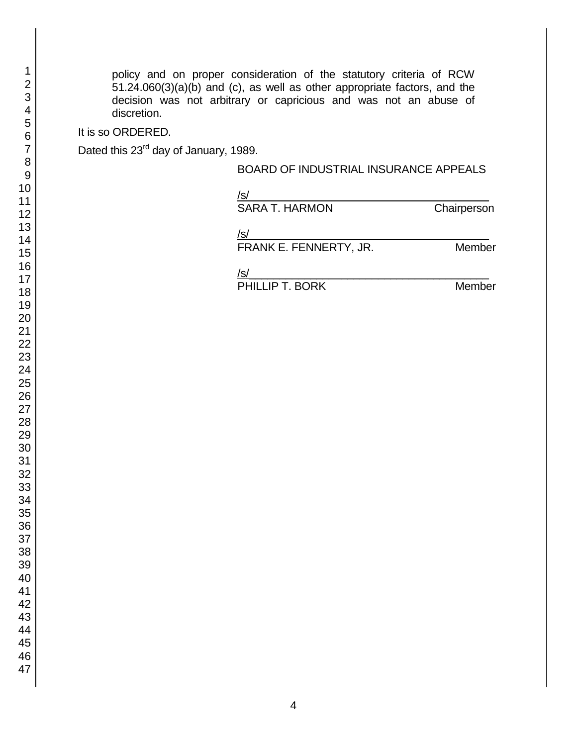policy and on proper consideration of the statutory criteria of RCW 51.24.060(3)(a)(b) and (c), as well as other appropriate factors, and the decision was not arbitrary or capricious and was not an abuse of discretion.

It is so ORDERED.

Dated this 23rd day of January, 1989.

BOARD OF INDUSTRIAL INSURANCE APPEALS

/s/
SARA T. HARMON Chairperson

/s/
FRANK E. FENNERTY, JR. Member

/s/
PHILLIP T. BORK Member